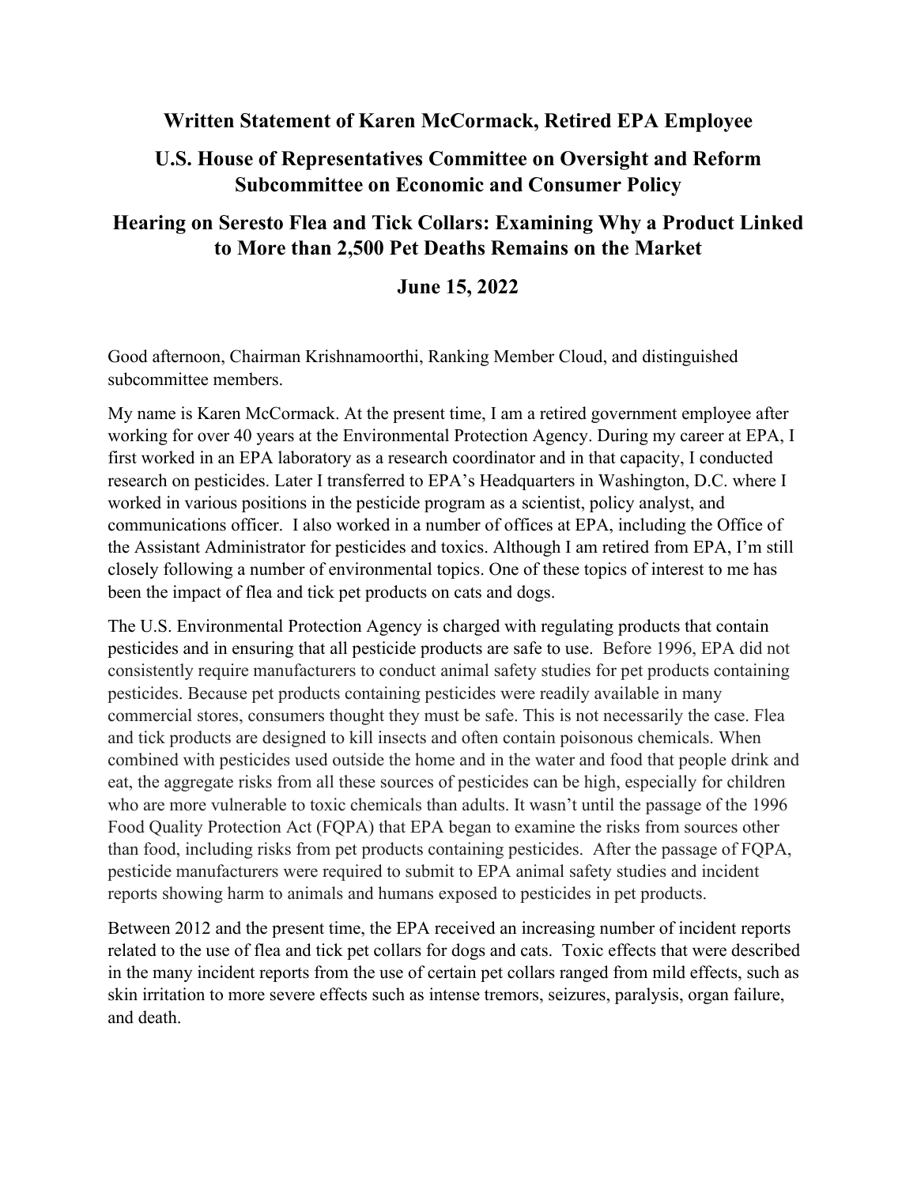# Written Statement of Karen McCormack, Retired EPA Employee

## U.S. House of Representatives Committee on Oversight and Reform Subcommittee on Economic and Consumer Policy

## Hearing on Seresto Flea and Tick Collars: Examining Why a Product Linked to More than 2,500 Pet Deaths Remains on the Market

## June 15, 2022

Good afternoon, Chairman Krishnamoorthi, Ranking Member Cloud, and distinguished subcommittee members.

My name is Karen McCormack. At the present time, I am a retired government employee after working for over 40 years at the Environmental Protection Agency. During my career at EPA, I first worked in an EPA laboratory as a research coordinator and in that capacity, I conducted research on pesticides. Later I transferred to EPA's Headquarters in Washington, D.C. where I worked in various positions in the pesticide program as a scientist, policy analyst, and communications officer. I also worked in a number of offices at EPA, including the Office of the Assistant Administrator for pesticides and toxics. Although I am retired from EPA, I'm still closely following a number of environmental topics. One of these topics of interest to me has been the impact of flea and tick pet products on cats and dogs.

The U.S. Environmental Protection Agency is charged with regulating products that contain pesticides and in ensuring that all pesticide products are safe to use. Before 1996, EPA did not consistently require manufacturers to conduct animal safety studies for pet products containing pesticides. Because pet products containing pesticides were readily available in many commercial stores, consumers thought they must be safe. This is not necessarily the case. Flea and tick products are designed to kill insects and often contain poisonous chemicals. When combined with pesticides used outside the home and in the water and food that people drink and eat, the aggregate risks from all these sources of pesticides can be high, especially for children who are more vulnerable to toxic chemicals than adults. It wasn't until the passage of the 1996 Food Quality Protection Act (FQPA) that EPA began to examine the risks from sources other than food, including risks from pet products containing pesticides. After the passage of FQPA, pesticide manufacturers were required to submit to EPA animal safety studies and incident reports showing harm to animals and humans exposed to pesticides in pet products.

Between 2012 and the present time, the EPA received an increasing number of incident reports related to the use of flea and tick pet collars for dogs and cats. Toxic effects that were described in the many incident reports from the use of certain pet collars ranged from mild effects, such as skin irritation to more severe effects such as intense tremors, seizures, paralysis, organ failure, and death.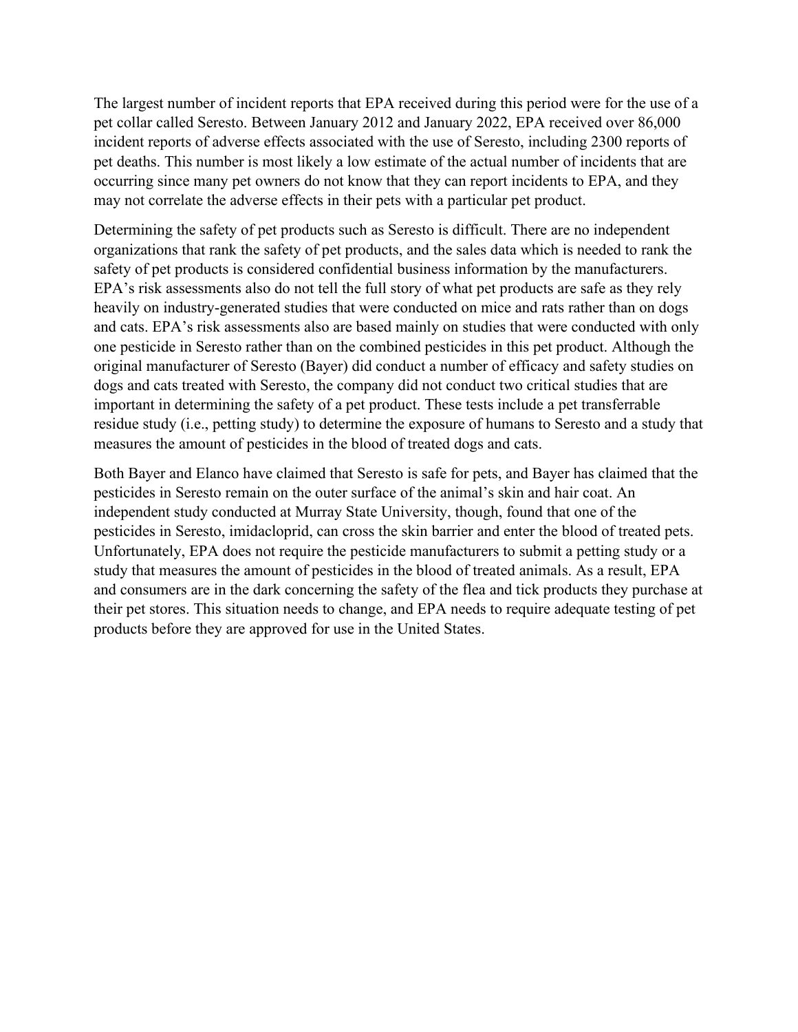The largest number of incident reports that EPA received during this period were for the use of a pet collar called Seresto. Between January 2012 and January 2022, EPA received over 86,000 incident reports of adverse effects associated with the use of Seresto, including 2300 reports of pet deaths. This number is most likely a low estimate of the actual number of incidents that are occurring since many pet owners do not know that they can report incidents to EPA, and they may not correlate the adverse effects in their pets with a particular pet product.

Determining the safety of pet products such as Seresto is difficult. There are no independent organizations that rank the safety of pet products, and the sales data which is needed to rank the safety of pet products is considered confidential business information by the manufacturers. EPA's risk assessments also do not tell the full story of what pet products are safe as they rely heavily on industry-generated studies that were conducted on mice and rats rather than on dogs and cats. EPA's risk assessments also are based mainly on studies that were conducted with only one pesticide in Seresto rather than on the combined pesticides in this pet product. Although the original manufacturer of Seresto (Bayer) did conduct a number of efficacy and safety studies on dogs and cats treated with Seresto, the company did not conduct two critical studies that are important in determining the safety of a pet product. These tests include a pet transferrable residue study (i.e., petting study) to determine the exposure of humans to Seresto and a study that measures the amount of pesticides in the blood of treated dogs and cats.

Both Bayer and Elanco have claimed that Seresto is safe for pets, and Bayer has claimed that the pesticides in Seresto remain on the outer surface of the animal's skin and hair coat. An independent study conducted at Murray State University, though, found that one of the pesticides in Seresto, imidacloprid, can cross the skin barrier and enter the blood of treated pets. Unfortunately, EPA does not require the pesticide manufacturers to submit a petting study or a study that measures the amount of pesticides in the blood of treated animals. As a result, EPA and consumers are in the dark concerning the safety of the flea and tick products they purchase at their pet stores. This situation needs to change, and EPA needs to require adequate testing of pet products before they are approved for use in the United States.